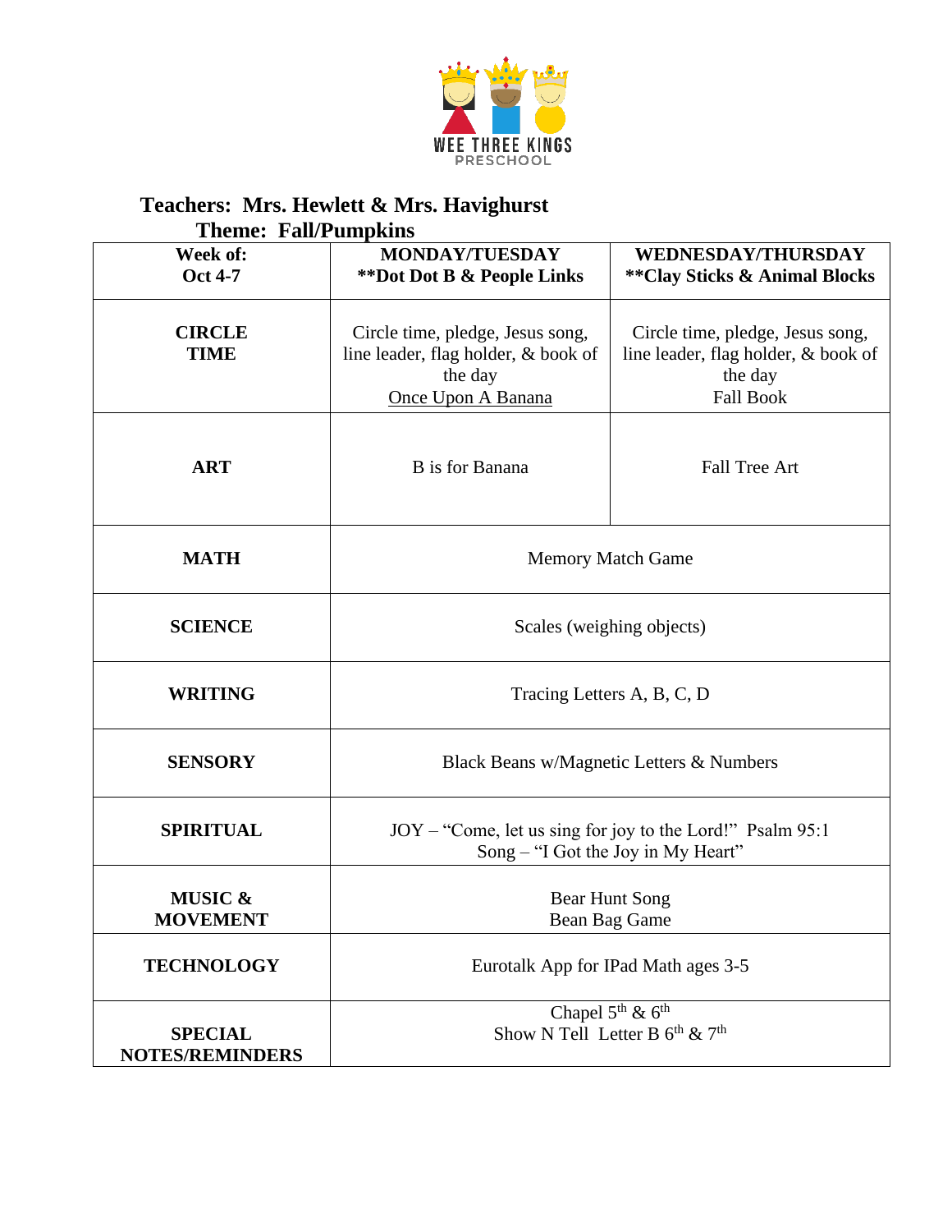WEE THREE KINGS
PRESCHOOL

**Teachers: Mrs. Hewlett & Mrs. Havighurst**
**Theme: Fall/Pumpkins**

| **Week of: Oct 4-7** | **MONDAY/TUESDAY \*\*Dot Dot B & People Links** | **WEDNESDAY/THURSDAY \*\*Clay Sticks & Animal Blocks** |
|---|---|---|
| **CIRCLE TIME** | Circle time, pledge, Jesus song, line leader, flag holder, & book of the day <u>Once Upon A Banana</u> | Circle time, pledge, Jesus song, line leader, flag holder, & book of the day Fall Book |
| **ART** | B is for Banana | Fall Tree Art |
| **MATH** | Memory Match Game | |
| **SCIENCE** | Scales (weighing objects) | |
| **WRITING** | Tracing Letters A, B, C, D | |
| **SENSORY** | Black Beans w/Magnetic Letters & Numbers | |
| **SPIRITUAL** | JOY – "Come, let us sing for joy to the Lord!" Psalm 95:1 Song – "I Got the Joy in My Heart" | |
| **MUSIC & MOVEMENT** | Bear Hunt Song Bean Bag Game | |
| **TECHNOLOGY** | Eurotalk App for IPad Math ages 3-5 | |
| **SPECIAL NOTES/REMINDERS** | Chapel 5th & 6th Show N Tell Letter B 6th & 7th | |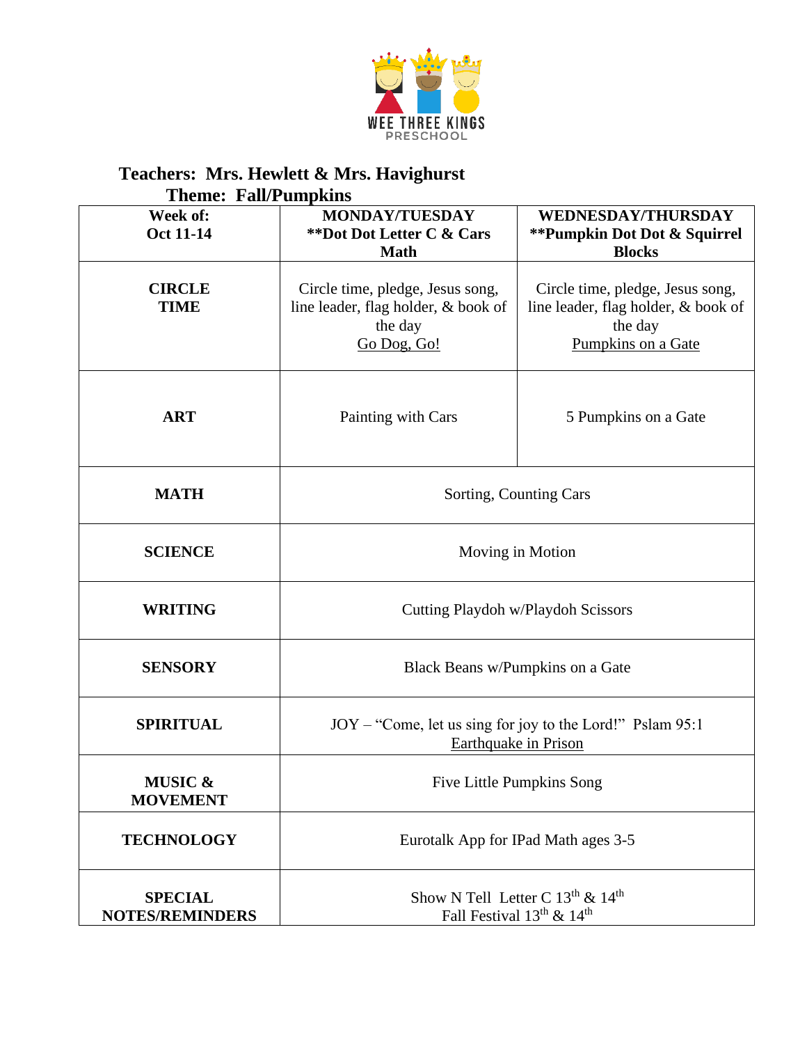WEE THREE KINGS PRESCHOOL

**Teachers: Mrs. Hewlett & Mrs. Havighurst**

**Theme: Fall/Pumpkins**

| **Week of: Oct 11-14** | **MONDAY/TUESDAY \*\*Dot Dot Letter C & Cars Math** | **WEDNESDAY/THURSDAY \*\*Pumpkin Dot Dot & Squirrel Blocks** |
|---|---|---|
| **CIRCLE TIME** | Circle time, pledge, Jesus song, line leader, flag holder, & book of the day <u>Go Dog, Go!</u> | Circle time, pledge, Jesus song, line leader, flag holder, & book of the day <u>Pumpkins on a Gate</u> |
| **ART** | Painting with Cars | 5 Pumpkins on a Gate |
| **MATH** | Sorting, Counting Cars | |
| **SCIENCE** | Moving in Motion | |
| **WRITING** | Cutting Playdoh w/Playdoh Scissors | |
| **SENSORY** | Black Beans w/Pumpkins on a Gate | |
| **SPIRITUAL** | JOY – "Come, let us sing for joy to the Lord!" Pslam 95:1 <u>Earthquake in Prison</u> | |
| **MUSIC & MOVEMENT** | Five Little Pumpkins Song | |
| **TECHNOLOGY** | Eurotalk App for IPad Math ages 3-5 | |
| **SPECIAL NOTES/REMINDERS** | Show N Tell Letter C 13th & 14th<br>Fall Festival 13th & 14th | |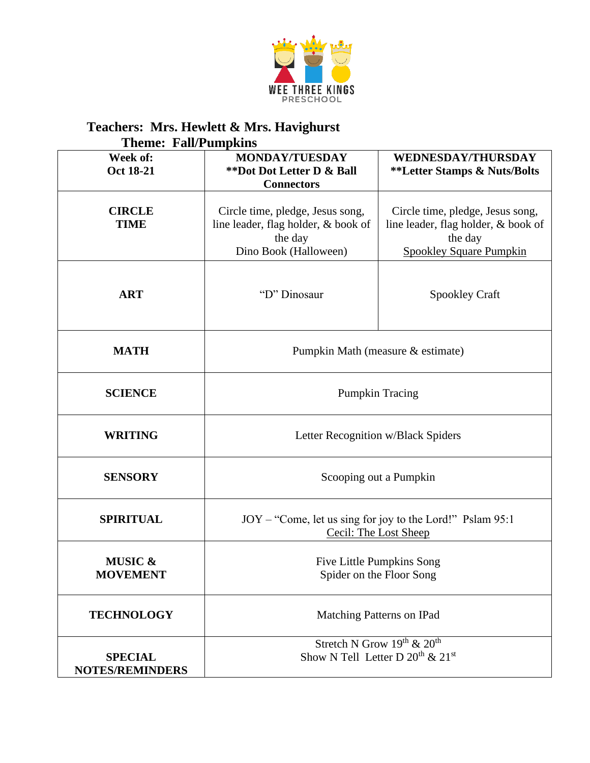WEE THREE KINGS
PRESCHOOL

**Teachers: Mrs. Hewlett & Mrs. Havighurst**

**Theme: Fall/Pumpkins**

| **Week of: Oct 18-21** | **MONDAY/TUESDAY \*\*Dot Dot Letter D & Ball Connectors** | **WEDNESDAY/THURSDAY \*\*Letter Stamps & Nuts/Bolts** |
|---|---|---|
| **CIRCLE TIME** | Circle time, pledge, Jesus song, line leader, flag holder, & book of the day<br>Dino Book (Halloween) | Circle time, pledge, Jesus song, line leader, flag holder, & book of the day<br>Spookley Square Pumpkin |
| **ART** | "D" Dinosaur | Spookley Craft |
| **MATH** | Pumpkin Math (measure & estimate) | |
| **SCIENCE** | Pumpkin Tracing | |
| **WRITING** | Letter Recognition w/Black Spiders | |
| **SENSORY** | Scooping out a Pumpkin | |
| **SPIRITUAL** | JOY – "Come, let us sing for joy to the Lord!" Pslam 95:1<br>Cecil: The Lost Sheep | |
| **MUSIC & MOVEMENT** | Five Little Pumpkins Song<br>Spider on the Floor Song | |
| **TECHNOLOGY** | Matching Patterns on IPad | |
| **SPECIAL NOTES/REMINDERS** | Stretch N Grow 19th & 20th<br>Show N Tell Letter D 20th & 21st | |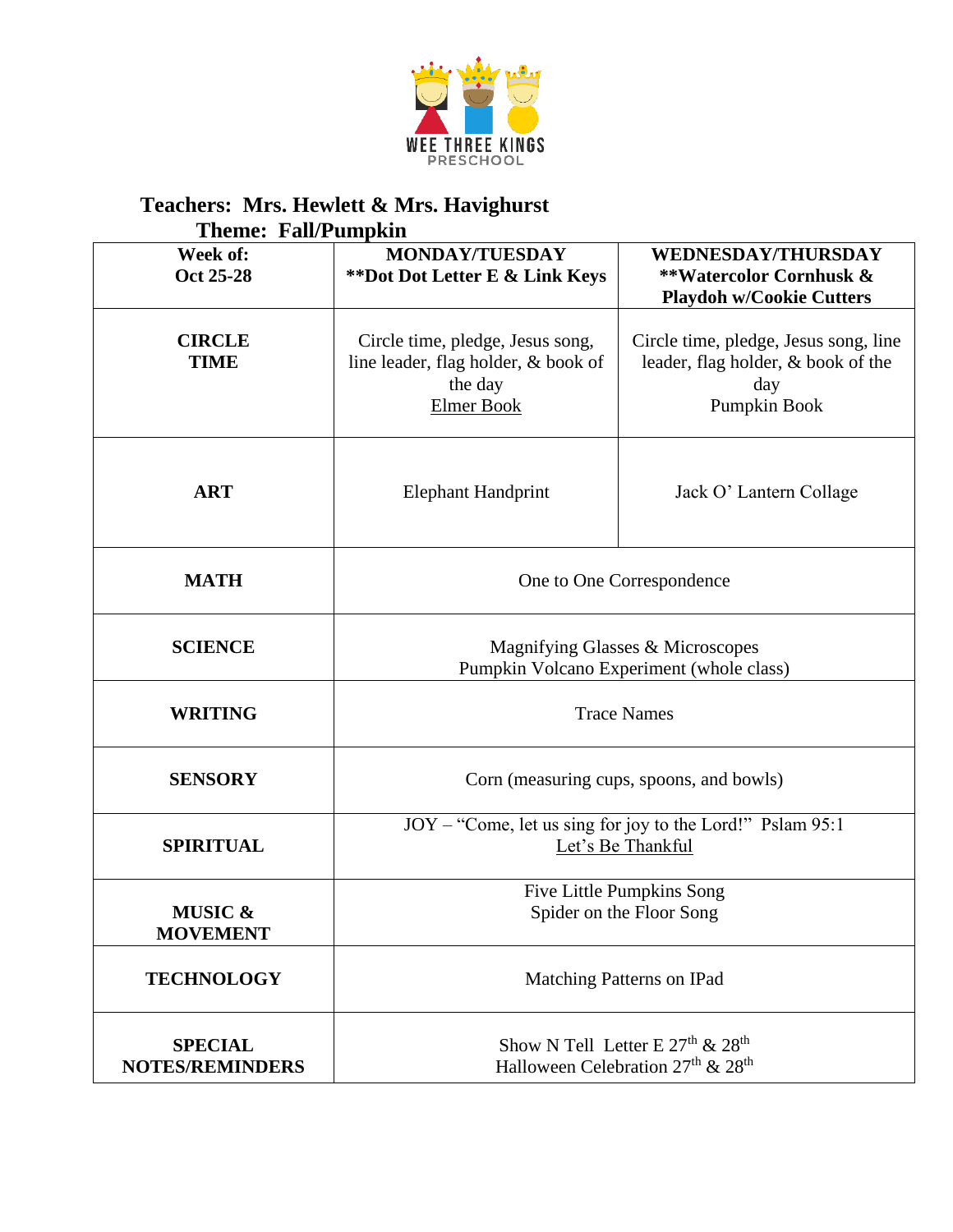WEE THREE KINGS
PRESCHOOL

**Teachers: Mrs. Hewlett & Mrs. Havighurst**

**Theme: Fall/Pumpkin**

| **Week of:**<br>**Oct 25-28** | **MONDAY/TUESDAY**<br>**\*\*Dot Dot Letter E & Link Keys** | **WEDNESDAY/THURSDAY**<br>**\*\*Watercolor Cornhusk & Playdoh w/Cookie Cutters** |
|---|---|---|
| **CIRCLE TIME** | Circle time, pledge, Jesus song, line leader, flag holder, & book of the day<br>Elmer Book | Circle time, pledge, Jesus song, line leader, flag holder, & book of the day<br>Pumpkin Book |
| **ART** | Elephant Handprint | Jack O' Lantern Collage |
| **MATH** | One to One Correspondence | |
| **SCIENCE** | Magnifying Glasses & Microscopes<br>Pumpkin Volcano Experiment (whole class) | |
| **WRITING** | Trace Names | |
| **SENSORY** | Corn (measuring cups, spoons, and bowls) | |
| **SPIRITUAL** | JOY – "Come, let us sing for joy to the Lord!" Pslam 95:1<br>Let's Be Thankful | |
| **MUSIC & MOVEMENT** | Five Little Pumpkins Song<br>Spider on the Floor Song | |
| **TECHNOLOGY** | Matching Patterns on IPad | |
| **SPECIAL NOTES/REMINDERS** | Show N Tell Letter E 27th & 28th<br>Halloween Celebration 27th & 28th | |